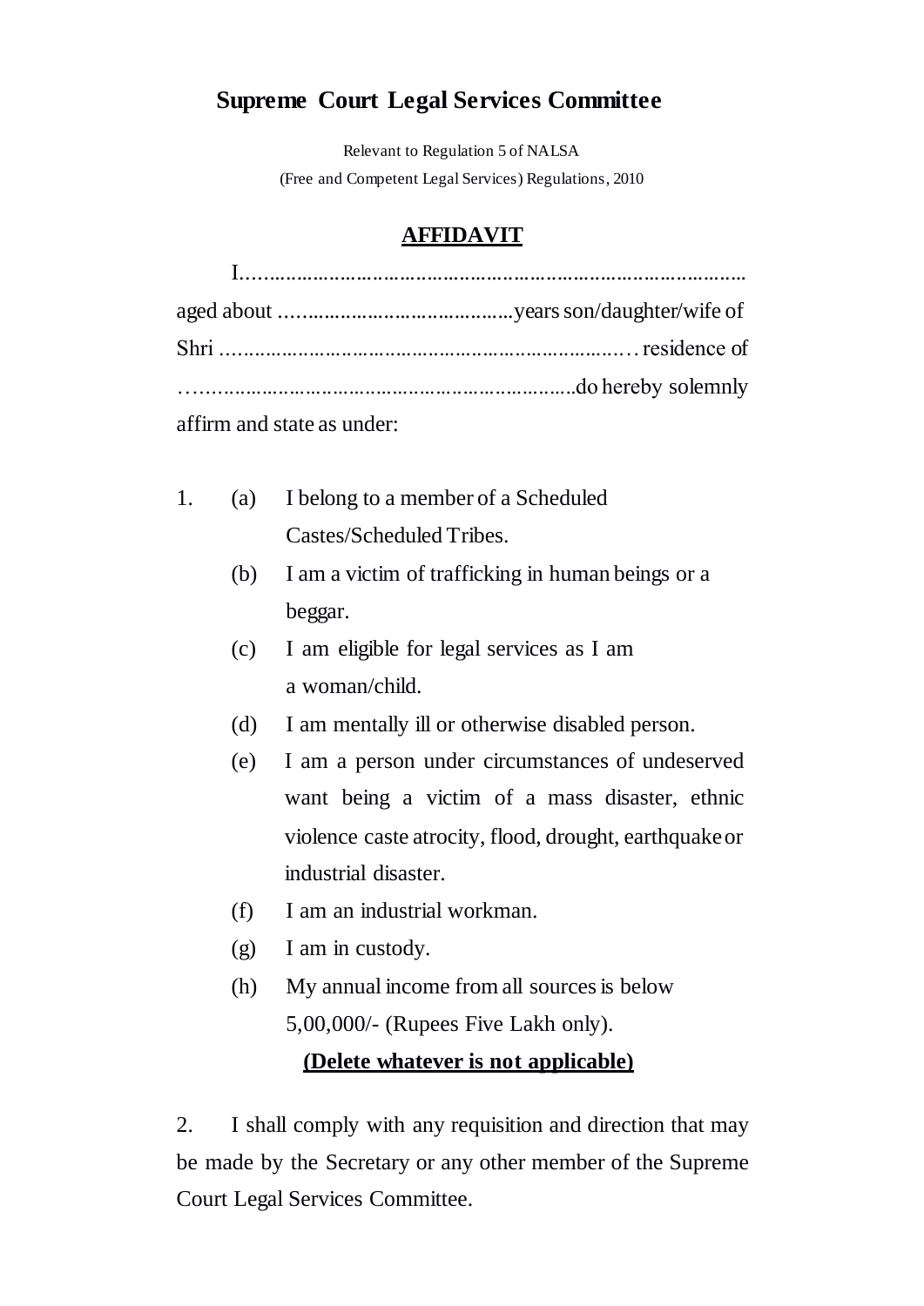## Supreme Court Legal Services Committee

Relevant to Regulation 5 of NALSA
(Free and Competent Legal Services) Regulations, 2010

### AFFIDAVIT

I...........................................................................................
aged about ..........................................years son/daughter/wife of
Shri ..........................................................................residence of
.....................................................................do hereby solemnly
affirm and state as under:

1. (a) I belong to a member of a Scheduled Castes/Scheduled Tribes.

   (b) I am a victim of trafficking in human beings or a beggar.

   (c) I am eligible for legal services as I am a woman/child.

   (d) I am mentally ill or otherwise disabled person.

   (e) I am a person under circumstances of undeserved want being a victim of a mass disaster, ethnic violence caste atrocity, flood, drought, earthquake or industrial disaster.

   (f) I am an industrial workman.

   (g) I am in custody.

   (h) My annual income from all sources is below 5,00,000/- (Rupees Five Lakh only).

**(Delete whatever is not applicable)**

2. I shall comply with any requisition and direction that may be made by the Secretary or any other member of the Supreme Court Legal Services Committee.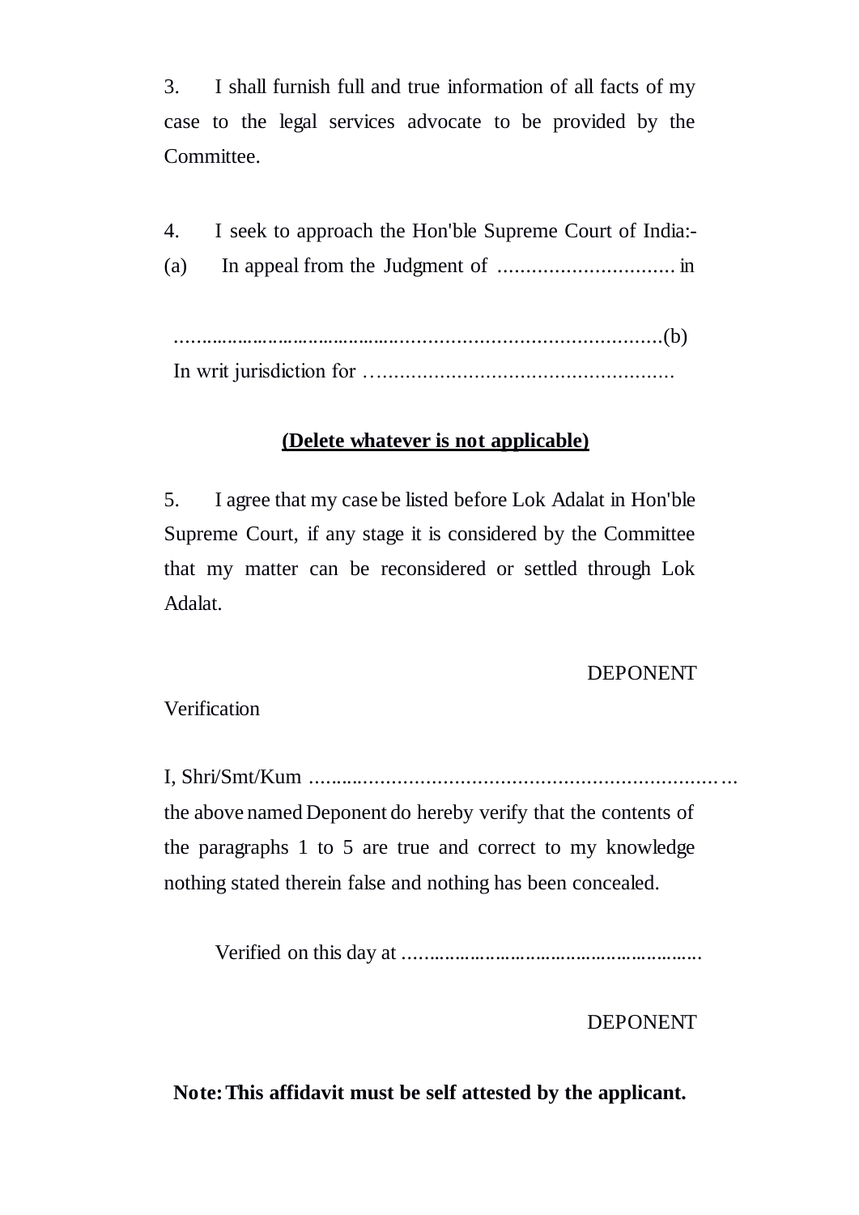3. I shall furnish full and true information of all facts of my case to the legal services advocate to be provided by the Committee.

4. I seek to approach the Hon'ble Supreme Court of India:-

(a) In appeal from the Judgment of ............................... in

..............................................................................................(b) In writ jurisdiction for ……………………………………………

**(Delete whatever is not applicable)**

5. I agree that my case be listed before Lok Adalat in Hon'ble Supreme Court, if any stage it is considered by the Committee that my matter can be reconsidered or settled through Lok Adalat.

DEPONENT

Verification

I, Shri/Smt/Kum ……………………………………………………………… the above named Deponent do hereby verify that the contents of the paragraphs 1 to 5 are true and correct to my knowledge nothing stated therein false and nothing has been concealed.

Verified on this day at .........................................................

DEPONENT

**Note: This affidavit must be self attested by the applicant.**